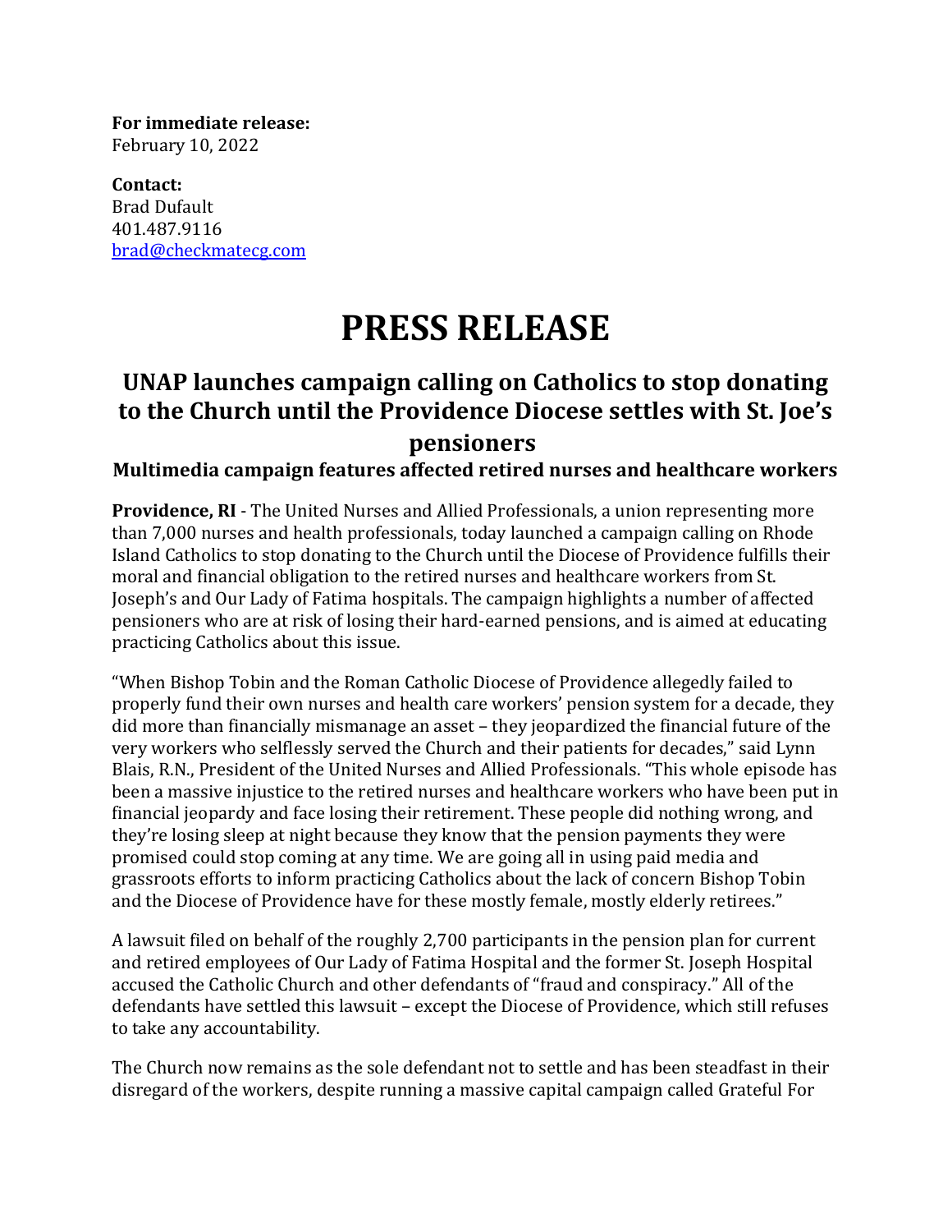**For immediate release:**
February 10, 2022

**Contact:**
Brad Dufault
401.487.9116
[brad@checkmatecg.com](mailto:brad@checkmatecg.com)

# PRESS RELEASE

## UNAP launches campaign calling on Catholics to stop donating to the Church until the Providence Diocese settles with St. Joe's pensioners

### Multimedia campaign features affected retired nurses and healthcare workers

**Providence, RI** - The United Nurses and Allied Professionals, a union representing more than 7,000 nurses and health professionals, today launched a campaign calling on Rhode Island Catholics to stop donating to the Church until the Diocese of Providence fulfills their moral and financial obligation to the retired nurses and healthcare workers from St. Joseph's and Our Lady of Fatima hospitals. The campaign highlights a number of affected pensioners who are at risk of losing their hard-earned pensions, and is aimed at educating practicing Catholics about this issue.

"When Bishop Tobin and the Roman Catholic Diocese of Providence allegedly failed to properly fund their own nurses and health care workers' pension system for a decade, they did more than financially mismanage an asset – they jeopardized the financial future of the very workers who selflessly served the Church and their patients for decades," said Lynn Blais, R.N., President of the United Nurses and Allied Professionals. "This whole episode has been a massive injustice to the retired nurses and healthcare workers who have been put in financial jeopardy and face losing their retirement. These people did nothing wrong, and they're losing sleep at night because they know that the pension payments they were promised could stop coming at any time. We are going all in using paid media and grassroots efforts to inform practicing Catholics about the lack of concern Bishop Tobin and the Diocese of Providence have for these mostly female, mostly elderly retirees."

A lawsuit filed on behalf of the roughly 2,700 participants in the pension plan for current and retired employees of Our Lady of Fatima Hospital and the former St. Joseph Hospital accused the Catholic Church and other defendants of "fraud and conspiracy." All of the defendants have settled this lawsuit – except the Diocese of Providence, which still refuses to take any accountability.

The Church now remains as the sole defendant not to settle and has been steadfast in their disregard of the workers, despite running a massive capital campaign called Grateful For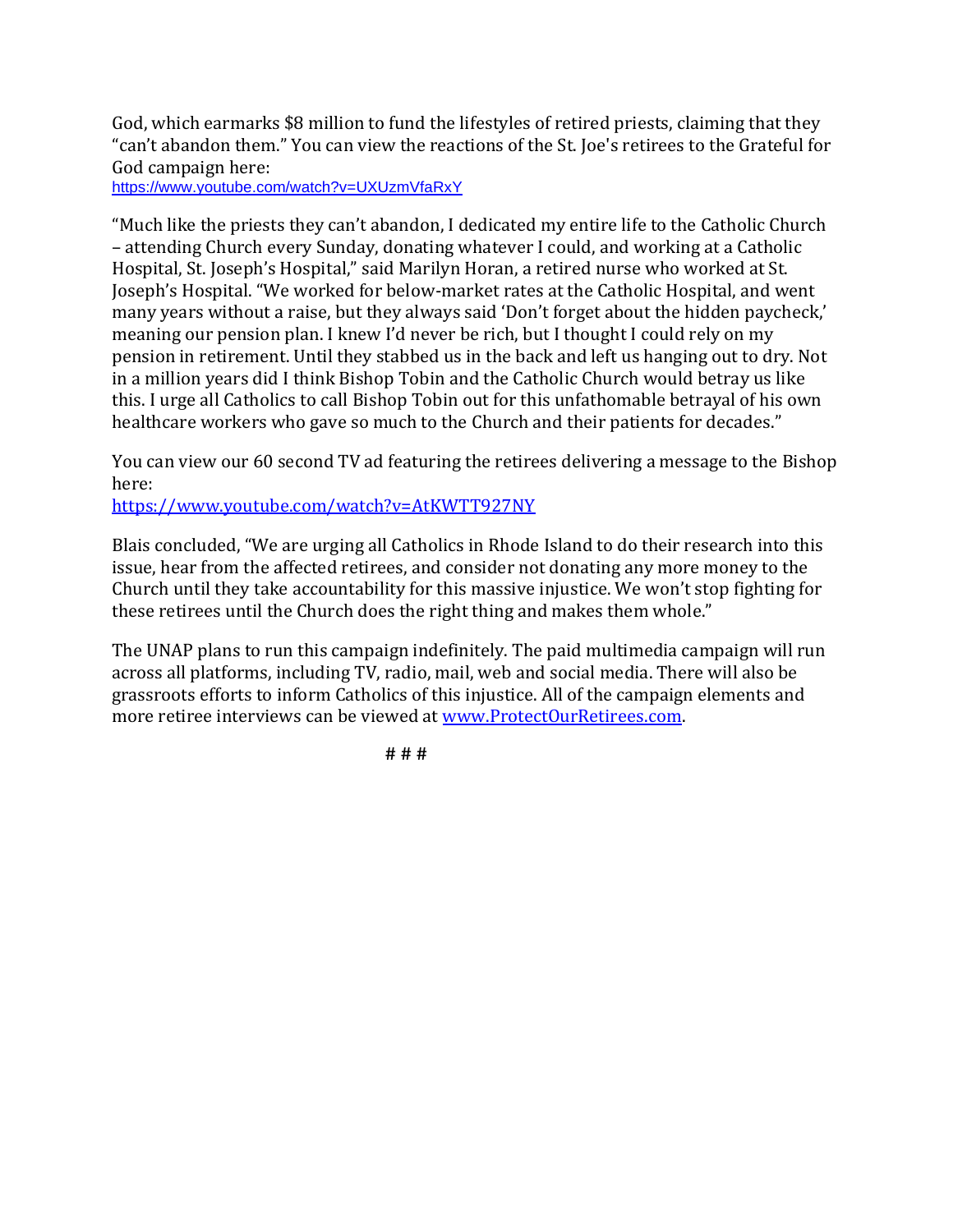God, which earmarks $8 million to fund the lifestyles of retired priests, claiming that they "can't abandon them." You can view the reactions of the St. Joe's retirees to the Grateful for God campaign here:
https://www.youtube.com/watch?v=UXUzmVfaRxY

"Much like the priests they can't abandon, I dedicated my entire life to the Catholic Church – attending Church every Sunday, donating whatever I could, and working at a Catholic Hospital, St. Joseph's Hospital," said Marilyn Horan, a retired nurse who worked at St. Joseph's Hospital. "We worked for below-market rates at the Catholic Hospital, and went many years without a raise, but they always said 'Don't forget about the hidden paycheck,' meaning our pension plan. I knew I'd never be rich, but I thought I could rely on my pension in retirement. Until they stabbed us in the back and left us hanging out to dry. Not in a million years did I think Bishop Tobin and the Catholic Church would betray us like this. I urge all Catholics to call Bishop Tobin out for this unfathomable betrayal of his own healthcare workers who gave so much to the Church and their patients for decades."

You can view our 60 second TV ad featuring the retirees delivering a message to the Bishop here:
https://www.youtube.com/watch?v=AtKWTT927NY

Blais concluded, "We are urging all Catholics in Rhode Island to do their research into this issue, hear from the affected retirees, and consider not donating any more money to the Church until they take accountability for this massive injustice. We won't stop fighting for these retirees until the Church does the right thing and makes them whole."

The UNAP plans to run this campaign indefinitely. The paid multimedia campaign will run across all platforms, including TV, radio, mail, web and social media. There will also be grassroots efforts to inform Catholics of this injustice. All of the campaign elements and more retiree interviews can be viewed at www.ProtectOurRetirees.com.

# # #